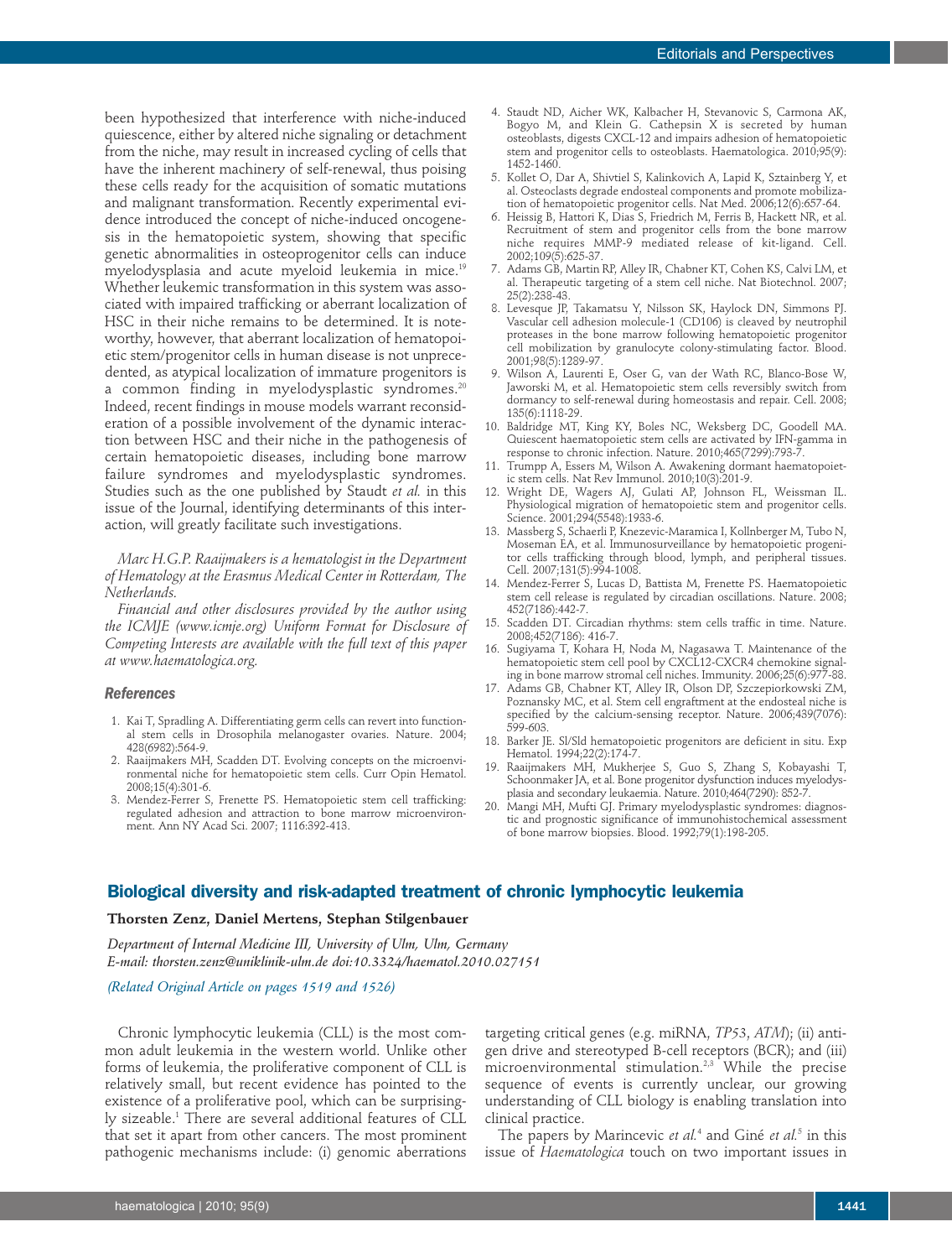been hypothesized that interference with niche-induced quiescence, either by altered niche signaling or detachment from the niche, may result in increased cycling of cells that have the inherent machinery of self-renewal, thus poising these cells ready for the acquisition of somatic mutations and malignant transformation. Recently experimental evidence introduced the concept of niche-induced oncogenesis in the hematopoietic system, showing that specific genetic abnormalities in osteoprogenitor cells can induce myelodysplasia and acute myeloid leukemia in mice.[19] Whether leukemic transformation in this system was associated with impaired trafficking or aberrant localization of HSC in their niche remains to be determined. It is noteworthy, however, that aberrant localization of hematopoietic stem/progenitor cells in human disease is not unprecedented, as atypical localization of immature progenitors is a common finding in myelodysplastic syndromes.[20] Indeed, recent findings in mouse models warrant reconsideration of a possible involvement of the dynamic interaction between HSC and their niche in the pathogenesis of certain hematopoietic diseases, including bone marrow failure syndromes and myelodysplastic syndromes. Studies such as the one published by Staudt *et al.* in this issue of the Journal, identifying determinants of this interaction, will greatly facilitate such investigations.

*Marc H.G.P. Raaijmakers is a hematologist in the Department of Hematology at the Erasmus Medical Center in Rotterdam, The Netherlands.*

*Financial and other disclosures provided by the author using the ICMJE (www.icmje.org) Uniform Format for Disclosure of Competing Interests are available with the full text of this paper at www.haematologica.org.*

### References

1. Kai T, Spradling A. Differentiating germ cells can revert into functional stem cells in Drosophila melanogaster ovaries. Nature. 2004; 428(6982):564-9.
2. Raaijmakers MH, Scadden DT. Evolving concepts on the microenvironmental niche for hematopoietic stem cells. Curr Opin Hematol. 2008;15(4):301-6.
3. Mendez-Ferrer S, Frenette PS. Hematopoietic stem cell trafficking: regulated adhesion and attraction to bone marrow microenvironment. Ann NY Acad Sci. 2007; 1116:392-413.
4. Staudt ND, Aicher WK, Kalbacher H, Stevanovic S, Carmona AK, Bogyo M, and Klein G. Cathepsin X is secreted by human osteoblasts, digests CXCL-12 and impairs adhesion of hematopoietic stem and progenitor cells to osteoblasts. Haematologica. 2010;95(9): 1452-1460.
5. Kollet O, Dar A, Shivtiel S, Kalinkovich A, Lapid K, Sztainberg Y, et al. Osteoclasts degrade endosteal components and promote mobilization of hematopoietic progenitor cells. Nat Med. 2006;12(6):657-64.
6. Heissig B, Hattori K, Dias S, Friedrich M, Ferris B, Hackett NR, et al. Recruitment of stem and progenitor cells from the bone marrow niche requires MMP-9 mediated release of kit-ligand. Cell. 2002;109(5):625-37.
7. Adams GB, Martin RP, Alley IR, Chabner KT, Cohen KS, Calvi LM, et al. Therapeutic targeting of a stem cell niche. Nat Biotechnol. 2007; 25(2):238-43.
8. Levesque JP, Takamatsu Y, Nilsson SK, Haylock DN, Simmons PJ. Vascular cell adhesion molecule-1 (CD106) is cleaved by neutrophil proteases in the bone marrow following hematopoietic progenitor cell mobilization by granulocyte colony-stimulating factor. Blood. 2001;98(5):1289-97.
9. Wilson A, Laurenti E, Oser G, van der Wath RC, Blanco-Bose W, Jaworski M, et al. Hematopoietic stem cells reversibly switch from dormancy to self-renewal during homeostasis and repair. Cell. 2008; 135(6):1118-29.
10. Baldridge MT, King KY, Boles NC, Weksberg DC, Goodell MA. Quiescent haematopoietic stem cells are activated by IFN-gamma in response to chronic infection. Nature. 2010;465(7299):793-7.
11. Trumpp A, Essers M, Wilson A. Awakening dormant haematopoietic stem cells. Nat Rev Immunol. 2010;10(3):201-9.
12. Wright DE, Wagers AJ, Gulati AP, Johnson FL, Weissman IL. Physiological migration of hematopoietic stem and progenitor cells. Science. 2001;294(5548):1933-6.
13. Massberg S, Schaerli P, Knezevic-Maramica I, Kollnberger M, Tubo N, Moseman EA, et al. Immunosurveillance by hematopoietic progenitor cells trafficking through blood, lymph, and peripheral tissues. Cell. 2007;131(5):994-1008.
14. Mendez-Ferrer S, Lucas D, Battista M, Frenette PS. Haematopoietic stem cell release is regulated by circadian oscillations. Nature. 2008; 452(7186):442-7.
15. Scadden DT. Circadian rhythms: stem cells traffic in time. Nature. 2008;452(7186): 416-7.
16. Sugiyama T, Kohara H, Noda M, Nagasawa T. Maintenance of the hematopoietic stem cell pool by CXCL12-CXCR4 chemokine signaling in bone marrow stromal cell niches. Immunity. 2006;25(6):977-88.
17. Adams GB, Chabner KT, Alley IR, Olson DP, Szczepiorkowski ZM, Poznansky MC, et al. Stem cell engraftment at the endosteal niche is specified by the calcium-sensing receptor. Nature. 2006;439(7076): 599-603.
18. Barker JE. Sl/Sld hematopoietic progenitors are deficient in situ. Exp Hematol. 1994;22(2):174-7.
19. Raaijmakers MH, Mukherjee S, Guo S, Zhang S, Kobayashi T, Schoonmaker JA, et al. Bone progenitor dysfunction induces myelodysplasia and secondary leukaemia. Nature. 2010;464(7290): 852-7.
20. Mangi MH, Mufti GJ. Primary myelodysplastic syndromes: diagnostic and prognostic significance of immunohistochemical assessment of bone marrow biopsies. Blood. 1992;79(1):198-205.

## Biological diversity and risk-adapted treatment of chronic lymphocytic leukemia

**Thorsten Zenz, Daniel Mertens, Stephan Stilgenbauer**

*Department of Internal Medicine III, University of Ulm, Ulm, Germany*
*E-mail: thorsten.zenz@uniklinik-ulm.de doi:10.3324/haematol.2010.027151*

*(Related Original Article on pages 1519 and 1526)*

Chronic lymphocytic leukemia (CLL) is the most common adult leukemia in the western world. Unlike other forms of leukemia, the proliferative component of CLL is relatively small, but recent evidence has pointed to the existence of a proliferative pool, which can be surprisingly sizeable.[1] There are several additional features of CLL that set it apart from other cancers. The most prominent pathogenic mechanisms include: (i) genomic aberrations targeting critical genes (e.g. miRNA, *TP53*, *ATM*); (ii) antigen drive and stereotyped B-cell receptors (BCR); and (iii) microenvironmental stimulation.[2,3] While the precise sequence of events is currently unclear, our growing understanding of CLL biology is enabling translation into clinical practice.

The papers by Marincevic *et al.*[4] and Giné *et al.*[5] in this issue of *Haematologica* touch on two important issues in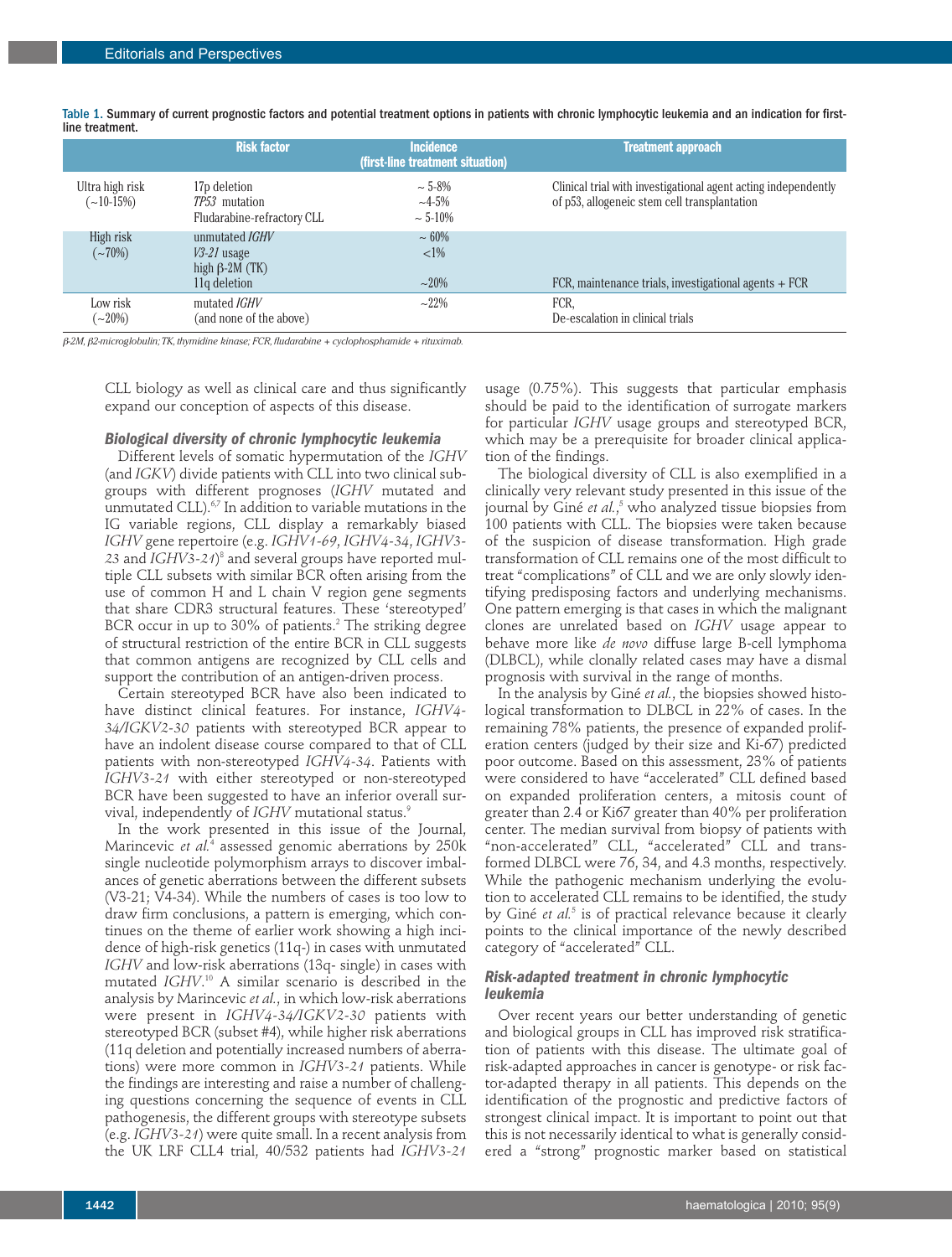Table 1. Summary of current prognostic factors and potential treatment options in patients with chronic lymphocytic leukemia and an indication for first-line treatment.

| | Risk factor | Incidence (first-line treatment situation) | Treatment approach |
|---|---|---|---|
| Ultra high risk (~10-15%) | 17p deletion<br>*TP53* mutation<br>Fludarabine-refractory CLL | ~ 5-8%<br>~4-5%<br>~ 5-10% | Clinical trial with investigational agent acting independently of p53, allogeneic stem cell transplantation |
| High risk (~70%) | unmutated *IGHV*<br>*V3-21* usage<br>high β-2M (TK)<br>11q deletion | ~ 60%<br><1%<br><br>~20% | FCR, maintenance trials, investigational agents + FCR |
| Low risk (~20%) | mutated *IGHV*<br>(and none of the above) | ~22% | FCR,<br>De-escalation in clinical trials |

*β-2M, β2-microglobulin; TK, thymidine kinase; FCR, fludarabine + cyclophosphamide + rituximab.*

CLL biology as well as clinical care and thus significantly expand our conception of aspects of this disease.

### *Biological diversity of chronic lymphocytic leukemia*

Different levels of somatic hypermutation of the *IGHV* (and *IGKV*) divide patients with CLL into two clinical subgroups with different prognoses (*IGHV* mutated and unmutated CLL).[6,7] In addition to variable mutations in the IG variable regions, CLL display a remarkably biased *IGHV* gene repertoire (e.g. *IGHV1-69*, *IGHV4-34*, *IGHV3-23* and *IGHV3-21*)[8] and several groups have reported multiple CLL subsets with similar BCR often arising from the use of common H and L chain V region gene segments that share CDR3 structural features. These 'stereotyped' BCR occur in up to 30% of patients.[2] The striking degree of structural restriction of the entire BCR in CLL suggests that common antigens are recognized by CLL cells and support the contribution of an antigen-driven process.

Certain stereotyped BCR have also been indicated to have distinct clinical features. For instance, *IGHV4-34/IGKV2-30* patients with stereotyped BCR appear to have an indolent disease course compared to that of CLL patients with non-stereotyped *IGHV4-34*. Patients with *IGHV3-21* with either stereotyped or non-stereotyped BCR have been suggested to have an inferior overall survival, independently of *IGHV* mutational status.[9]

In the work presented in this issue of the Journal, Marincevic *et al.*[4] assessed genomic aberrations by 250k single nucleotide polymorphism arrays to discover imbalances of genetic aberrations between the different subsets (V3-21; V4-34). While the numbers of cases is too low to draw firm conclusions, a pattern is emerging, which continues on the theme of earlier work showing a high incidence of high-risk genetics (11q-) in cases with unmutated *IGHV* and low-risk aberrations (13q- single) in cases with mutated *IGHV*.[10] A similar scenario is described in the analysis by Marincevic *et al.*, in which low-risk aberrations were present in *IGHV4-34/IGKV2-30* patients with stereotyped BCR (subset #4), while higher risk aberrations (11q deletion and potentially increased numbers of aberrations) were more common in *IGHV3-21* patients. While the findings are interesting and raise a number of challenging questions concerning the sequence of events in CLL pathogenesis, the different groups with stereotype subsets (e.g. *IGHV3-21*) were quite small. In a recent analysis from the UK LRF CLL4 trial, 40/532 patients had *IGHV3-21* usage (0.75%). This suggests that particular emphasis should be paid to the identification of surrogate markers for particular *IGHV* usage groups and stereotyped BCR, which may be a prerequisite for broader clinical application of the findings.

The biological diversity of CLL is also exemplified in a clinically very relevant study presented in this issue of the journal by Giné *et al.*,[5] who analyzed tissue biopsies from 100 patients with CLL. The biopsies were taken because of the suspicion of disease transformation. High grade transformation of CLL remains one of the most difficult to treat "complications" of CLL and we are only slowly identifying predisposing factors and underlying mechanisms. One pattern emerging is that cases in which the malignant clones are unrelated based on *IGHV* usage appear to behave more like *de novo* diffuse large B-cell lymphoma (DLBCL), while clonally related cases may have a dismal prognosis with survival in the range of months.

In the analysis by Giné *et al.*, the biopsies showed histological transformation to DLBCL in 22% of cases. In the remaining 78% patients, the presence of expanded proliferation centers (judged by their size and Ki-67) predicted poor outcome. Based on this assessment, 23% of patients were considered to have "accelerated" CLL defined based on expanded proliferation centers, a mitosis count of greater than 2.4 or Ki67 greater than 40% per proliferation center. The median survival from biopsy of patients with "non-accelerated" CLL, "accelerated" CLL and transformed DLBCL were 76, 34, and 4.3 months, respectively. While the pathogenic mechanism underlying the evolution to accelerated CLL remains to be identified, the study by Giné *et al.*[5] is of practical relevance because it clearly points to the clinical importance of the newly described category of "accelerated" CLL.

### *Risk-adapted treatment in chronic lymphocytic leukemia*

Over recent years our better understanding of genetic and biological groups in CLL has improved risk stratification of patients with this disease. The ultimate goal of risk-adapted approaches in cancer is genotype- or risk factor-adapted therapy in all patients. This depends on the identification of the prognostic and predictive factors of strongest clinical impact. It is important to point out that this is not necessarily identical to what is generally considered a "strong" prognostic marker based on statistical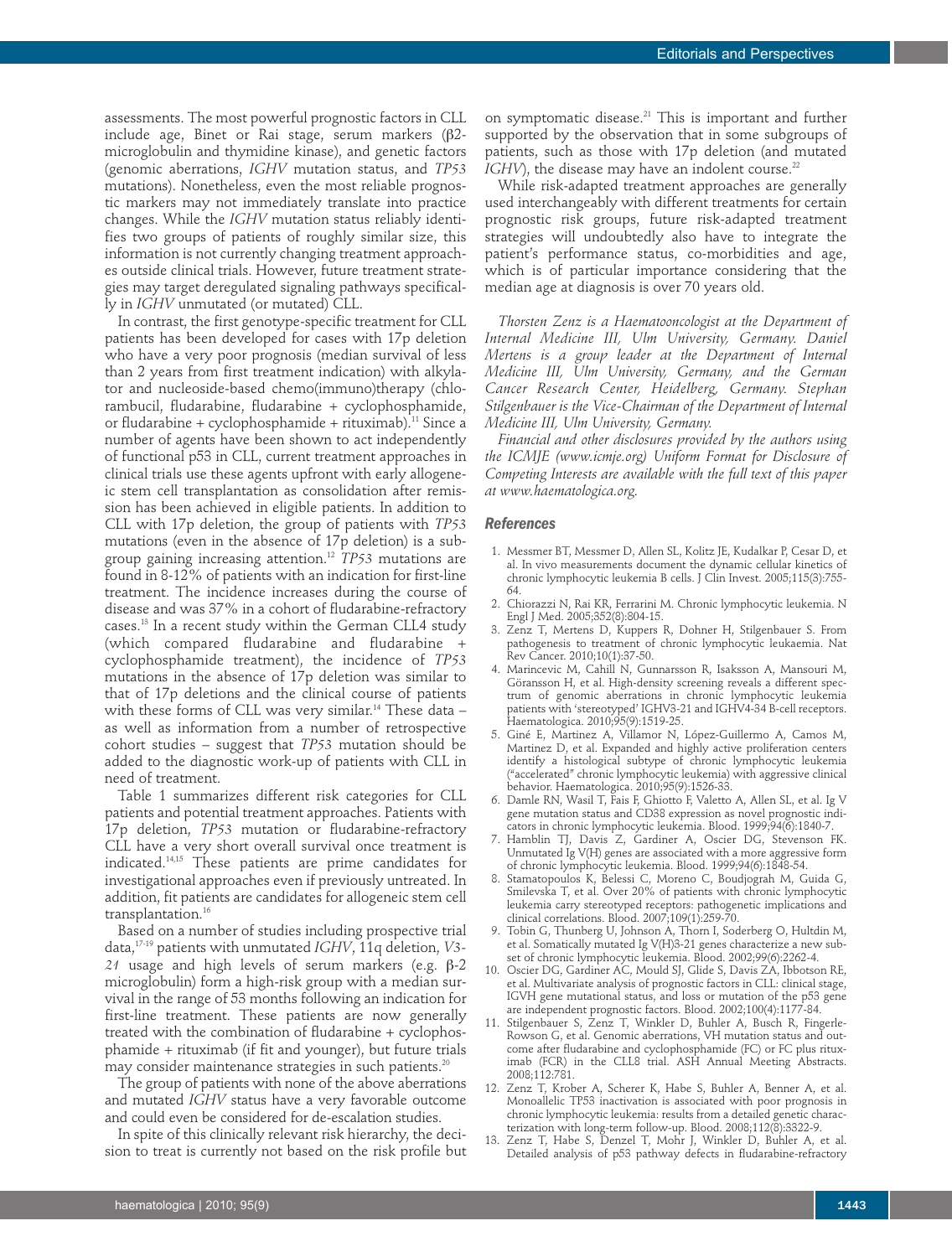assessments. The most powerful prognostic factors in CLL include age, Binet or Rai stage, serum markers (β2-microglobulin and thymidine kinase), and genetic factors (genomic aberrations, *IGHV* mutation status, and *TP53* mutations). Nonetheless, even the most reliable prognostic markers may not immediately translate into practice changes. While the *IGHV* mutation status reliably identifies two groups of patients of roughly similar size, this information is not currently changing treatment approaches outside clinical trials. However, future treatment strategies may target deregulated signaling pathways specifically in *IGHV* unmutated (or mutated) CLL.

In contrast, the first genotype-specific treatment for CLL patients has been developed for cases with 17p deletion who have a very poor prognosis (median survival of less than 2 years from first treatment indication) with alkylator and nucleoside-based chemo(immuno)therapy (chlorambucil, fludarabine, fludarabine + cyclophosphamide, or fludarabine + cyclophosphamide + rituximab).[11] Since a number of agents have been shown to act independently of functional p53 in CLL, current treatment approaches in clinical trials use these agents upfront with early allogeneic stem cell transplantation as consolidation after remission has been achieved in eligible patients. In addition to CLL with 17p deletion, the group of patients with *TP53* mutations (even in the absence of 17p deletion) is a subgroup gaining increasing attention.[12] *TP53* mutations are found in 8-12% of patients with an indication for first-line treatment. The incidence increases during the course of disease and was 37% in a cohort of fludarabine-refractory cases.[13] In a recent study within the German CLL4 study (which compared fludarabine and fludarabine + cyclophosphamide treatment), the incidence of *TP53* mutations in the absence of 17p deletion was similar to that of 17p deletions and the clinical course of patients with these forms of CLL was very similar.[14] These data – as well as information from a number of retrospective cohort studies – suggest that *TP53* mutation should be added to the diagnostic work-up of patients with CLL in need of treatment.

Table 1 summarizes different risk categories for CLL patients and potential treatment approaches. Patients with 17p deletion, *TP53* mutation or fludarabine-refractory CLL have a very short overall survival once treatment is indicated.[14,15] These patients are prime candidates for investigational approaches even if previously untreated. In addition, fit patients are candidates for allogeneic stem cell transplantation.[16]

Based on a number of studies including prospective trial data,[17-19] patients with unmutated *IGHV*, 11q deletion, *V3-21* usage and high levels of serum markers (e.g. β-2 microglobulin) form a high-risk group with a median survival in the range of 53 months following an indication for first-line treatment. These patients are now generally treated with the combination of fludarabine + cyclophosphamide + rituximab (if fit and younger), but future trials may consider maintenance strategies in such patients.[20]

The group of patients with none of the above aberrations and mutated *IGHV* status have a very favorable outcome and could even be considered for de-escalation studies.

In spite of this clinically relevant risk hierarchy, the decision to treat is currently not based on the risk profile but on symptomatic disease.[21] This is important and further supported by the observation that in some subgroups of patients, such as those with 17p deletion (and mutated *IGHV*), the disease may have an indolent course.[22]

While risk-adapted treatment approaches are generally used interchangeably with different treatments for certain prognostic risk groups, future risk-adapted treatment strategies will undoubtedly also have to integrate the patient's performance status, co-morbidities and age, which is of particular importance considering that the median age at diagnosis is over 70 years old.

*Thorsten Zenz is a Haematooncologist at the Department of Internal Medicine III, Ulm University, Germany. Daniel Mertens is a group leader at the Department of Internal Medicine III, Ulm University, Germany, and the German Cancer Research Center, Heidelberg, Germany. Stephan Stilgenbauer is the Vice-Chairman of the Department of Internal Medicine III, Ulm University, Germany.*

*Financial and other disclosures provided by the authors using the ICMJE (www.icmje.org) Uniform Format for Disclosure of Competing Interests are available with the full text of this paper at www.haematologica.org.*

### References

1. Messmer BT, Messmer D, Allen SL, Kolitz JE, Kudalkar P, Cesar D, et al. In vivo measurements document the dynamic cellular kinetics of chronic lymphocytic leukemia B cells. J Clin Invest. 2005;115(3):755-64.
2. Chiorazzi N, Rai KR, Ferrarini M. Chronic lymphocytic leukemia. N Engl J Med. 2005;352(8):804-15.
3. Zenz T, Mertens D, Kuppers R, Dohner H, Stilgenbauer S. From pathogenesis to treatment of chronic lymphocytic leukaemia. Nat Rev Cancer. 2010;10(1):37-50.
4. Marincevic M, Cahill N, Gunnarsson R, Isaksson A, Mansouri M, Göransson H, et al. High-density screening reveals a different spectrum of genomic aberrations in chronic lymphocytic leukemia patients with 'stereotyped' IGHV3-21 and IGHV4-34 B-cell receptors. Haematologica. 2010;95(9):1519-25.
5. Giné E, Martinez A, Villamor N, López-Guillermo A, Camos M, Martinez D, et al. Expanded and highly active proliferation centers identify a histological subtype of chronic lymphocytic leukemia ("accelerated" chronic lymphocytic leukemia) with aggressive clinical behavior. Haematologica. 2010;95(9):1526-33.
6. Damle RN, Wasil T, Fais F, Ghiotto F, Valetto A, Allen SL, et al. Ig V gene mutation status and CD38 expression as novel prognostic indicators in chronic lymphocytic leukemia. Blood. 1999;94(6):1840-7.
7. Hamblin TJ, Davis Z, Gardiner A, Oscier DG, Stevenson FK. Unmutated Ig V(H) genes are associated with a more aggressive form of chronic lymphocytic leukemia. Blood. 1999;94(6):1848-54.
8. Stamatopoulos K, Belessi C, Moreno C, Boudjograh M, Guida G, Smilevska T, et al. Over 20% of patients with chronic lymphocytic leukemia carry stereotyped receptors: pathogenetic implications and clinical correlations. Blood. 2007;109(1):259-70.
9. Tobin G, Thunberg U, Johnson A, Thorn I, Soderberg O, Hultdin M, et al. Somatically mutated Ig V(H)3-21 genes characterize a new subset of chronic lymphocytic leukemia. Blood. 2002;99(6):2262-4.
10. Oscier DG, Gardiner AC, Mould SJ, Glide S, Davis ZA, Ibbotson RE, et al. Multivariate analysis of prognostic factors in CLL: clinical stage, IGVH gene mutational status, and loss or mutation of the p53 gene are independent prognostic factors. Blood. 2002;100(4):1177-84.
11. Stilgenbauer S, Zenz T, Winkler D, Buhler A, Busch R, Fingerle-Rowson G, et al. Genomic aberrations, VH mutation status and outcome after fludarabine and cyclophosphamide (FC) or FC plus rituximab (FCR) in the CLL8 trial. ASH Annual Meeting Abstracts. 2008;112:781.
12. Zenz T, Krober A, Scherer K, Habe S, Buhler A, Benner A, et al. Monoallelic TP53 inactivation is associated with poor prognosis in chronic lymphocytic leukemia: results from a detailed genetic characterization with long-term follow-up. Blood. 2008;112(8):3322-9.
13. Zenz T, Habe S, Denzel T, Mohr J, Winkler D, Buhler A, et al. Detailed analysis of p53 pathway defects in fludarabine-refractory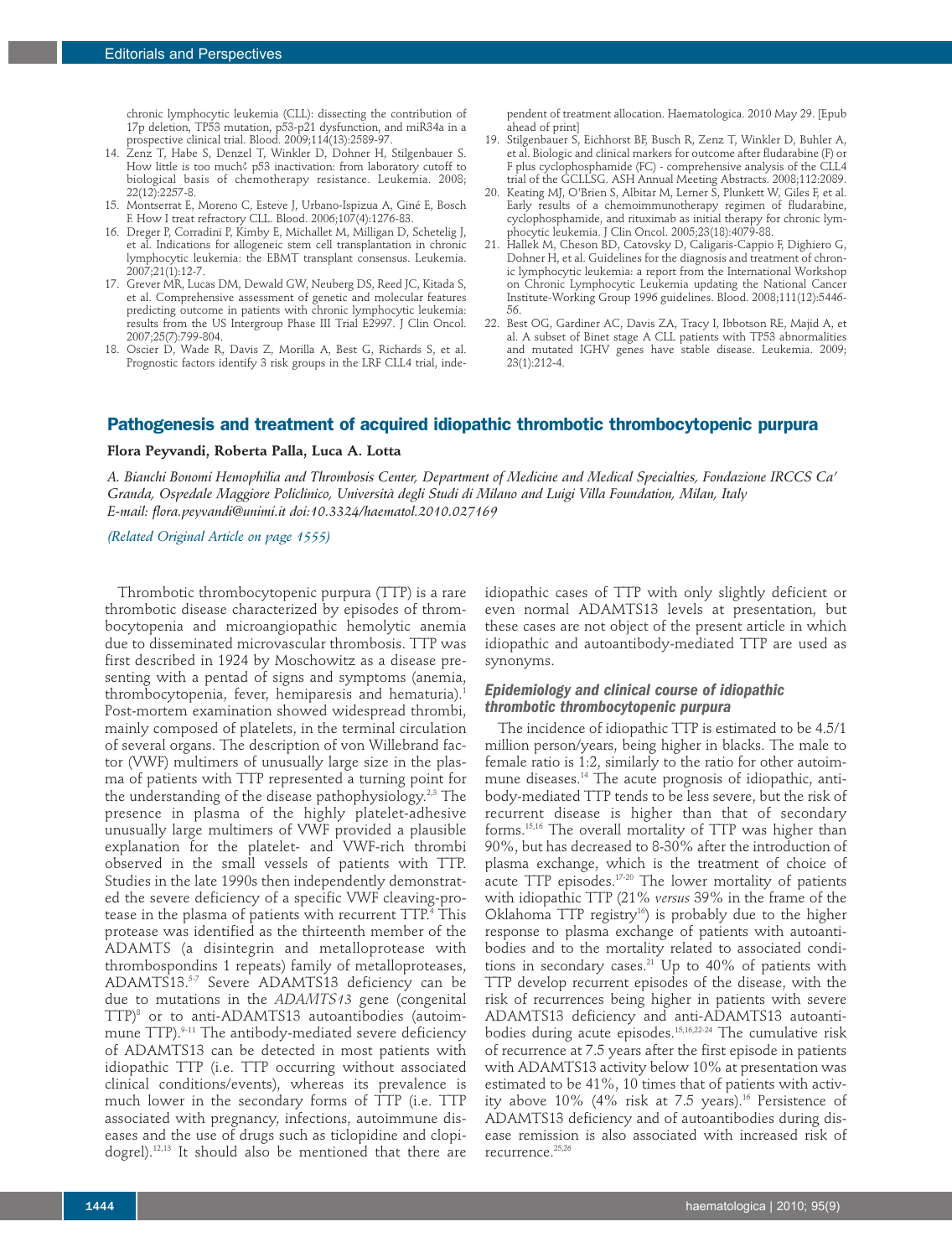chronic lymphocytic leukemia (CLL): dissecting the contribution of 17p deletion, TP53 mutation, p53-p21 dysfunction, and miR34a in a prospective clinical trial. Blood. 2009;114(13):2589-97.

14. Zenz T, Habe S, Denzel T, Winkler D, Dohner H, Stilgenbauer S. How little is too much? p53 inactivation: from laboratory cutoff to biological basis of chemotherapy resistance. Leukemia. 2008; 22(12):2257-8.
15. Montserrat E, Moreno C, Esteve J, Urbano-Ispizua A, Giné E, Bosch F. How I treat refractory CLL. Blood. 2006;107(4):1276-83.
16. Dreger P, Corradini P, Kimby E, Michallet M, Milligan D, Schetelig J, et al. Indications for allogeneic stem cell transplantation in chronic lymphocytic leukemia: the EBMT transplant consensus. Leukemia. 2007;21(1):12-7.
17. Grever MR, Lucas DM, Dewald GW, Neuberg DS, Reed JC, Kitada S, et al. Comprehensive assessment of genetic and molecular features predicting outcome in patients with chronic lymphocytic leukemia: results from the US Intergroup Phase III Trial E2997. J Clin Oncol. 2007;25(7):799-804.
18. Oscier D, Wade R, Davis Z, Morilla A, Best G, Richards S, et al. Prognostic factors identify 3 risk groups in the LRF CLL4 trial, independent of treatment allocation. Haematologica. 2010 May 29. [Epub ahead of print]
19. Stilgenbauer S, Eichhorst BF, Busch R, Zenz T, Winkler D, Buhler A, et al. Biologic and clinical markers for outcome after fludarabine (F) or F plus cyclophosphamide (FC) - comprehensive analysis of the CLL4 trial of the GCLLSG. ASH Annual Meeting Abstracts. 2008;112:2089.
20. Keating MJ, O'Brien S, Albitar M, Lerner S, Plunkett W, Giles F, et al. Early results of a chemoimmunotherapy regimen of fludarabine, cyclophosphamide, and rituximab as initial therapy for chronic lymphocytic leukemia. J Clin Oncol. 2005;23(18):4079-88.
21. Hallek M, Cheson BD, Catovsky D, Caligaris-Cappio F, Dighiero G, Dohner H, et al. Guidelines for the diagnosis and treatment of chronic lymphocytic leukemia: a report from the International Workshop on Chronic Lymphocytic Leukemia updating the National Cancer Institute-Working Group 1996 guidelines. Blood. 2008;111(12):5446-56.
22. Best OG, Gardiner AC, Davis ZA, Tracy I, Ibbotson RE, Majid A, et al. A subset of Binet stage A CLL patients with TP53 abnormalities and mutated IGHV genes have stable disease. Leukemia. 2009; 23(1):212-4.

## Pathogenesis and treatment of acquired idiopathic thrombotic thrombocytopenic purpura

**Flora Peyvandi, Roberta Palla, Luca A. Lotta**

*A. Bianchi Bonomi Hemophilia and Thrombosis Center, Department of Medicine and Medical Specialties, Fondazione IRCCS Ca' Granda, Ospedale Maggiore Policlinico, Università degli Studi di Milano and Luigi Villa Foundation, Milan, Italy*
*E-mail: flora.peyvandi@unimi.it doi:10.3324/haematol.2010.027169*

*(Related Original Article on page 1555)*

Thrombotic thrombocytopenic purpura (TTP) is a rare thrombotic disease characterized by episodes of thrombocytopenia and microangiopathic hemolytic anemia due to disseminated microvascular thrombosis. TTP was first described in 1924 by Moschowitz as a disease presenting with a pentad of signs and symptoms (anemia, thrombocytopenia, fever, hemiparesis and hematuria).[1] Post-mortem examination showed widespread thrombi, mainly composed of platelets, in the terminal circulation of several organs. The description of von Willebrand factor (VWF) multimers of unusually large size in the plasma of patients with TTP represented a turning point for the understanding of the disease pathophysiology.[2,3] The presence in plasma of the highly platelet-adhesive unusually large multimers of VWF provided a plausible explanation for the platelet- and VWF-rich thrombi observed in the small vessels of patients with TTP. Studies in the late 1990s then independently demonstrated the severe deficiency of a specific VWF cleaving-protease in the plasma of patients with recurrent TTP.[4] This protease was identified as the thirteenth member of the ADAMTS (a disintegrin and metalloprotease with thrombospondins 1 repeats) family of metalloproteases, ADAMTS13.[5-7] Severe ADAMTS13 deficiency can be due to mutations in the *ADAMTS13* gene (congenital TTP)[8] or to anti-ADAMTS13 autoantibodies (autoimmune TTP).[9-11] The antibody-mediated severe deficiency of ADAMTS13 can be detected in most patients with idiopathic TTP (i.e. TTP occurring without associated clinical conditions/events), whereas its prevalence is much lower in the secondary forms of TTP (i.e. TTP associated with pregnancy, infections, autoimmune diseases and the use of drugs such as ticlopidine and clopidogrel).[12,13] It should also be mentioned that there are idiopathic cases of TTP with only slightly deficient or even normal ADAMTS13 levels at presentation, but these cases are not object of the present article in which idiopathic and autoantibody-mediated TTP are used as synonyms.

### Epidemiology and clinical course of idiopathic thrombotic thrombocytopenic purpura

The incidence of idiopathic TTP is estimated to be 4.5/1 million person/years, being higher in blacks. The male to female ratio is 1:2, similarly to the ratio for other autoimmune diseases.[14] The acute prognosis of idiopathic, antibody-mediated TTP tends to be less severe, but the risk of recurrent disease is higher than that of secondary forms.[15,16] The overall mortality of TTP was higher than 90%, but has decreased to 8-30% after the introduction of plasma exchange, which is the treatment of choice of acute TTP episodes.[17-20] The lower mortality of patients with idiopathic TTP (21% *versus* 39% in the frame of the Oklahoma TTP registry[16]) is probably due to the higher response to plasma exchange of patients with autoantibodies and to the mortality related to associated conditions in secondary cases.[21] Up to 40% of patients with TTP develop recurrent episodes of the disease, with the risk of recurrences being higher in patients with severe ADAMTS13 deficiency and anti-ADAMTS13 autoantibodies during acute episodes.[15,16,22-24] The cumulative risk of recurrence at 7.5 years after the first episode in patients with ADAMTS13 activity below 10% at presentation was estimated to be 41%, 10 times that of patients with activity above 10% (4% risk at 7.5 years).[16] Persistence of ADAMTS13 deficiency and of autoantibodies during disease remission is also associated with increased risk of recurrence.[25,26]